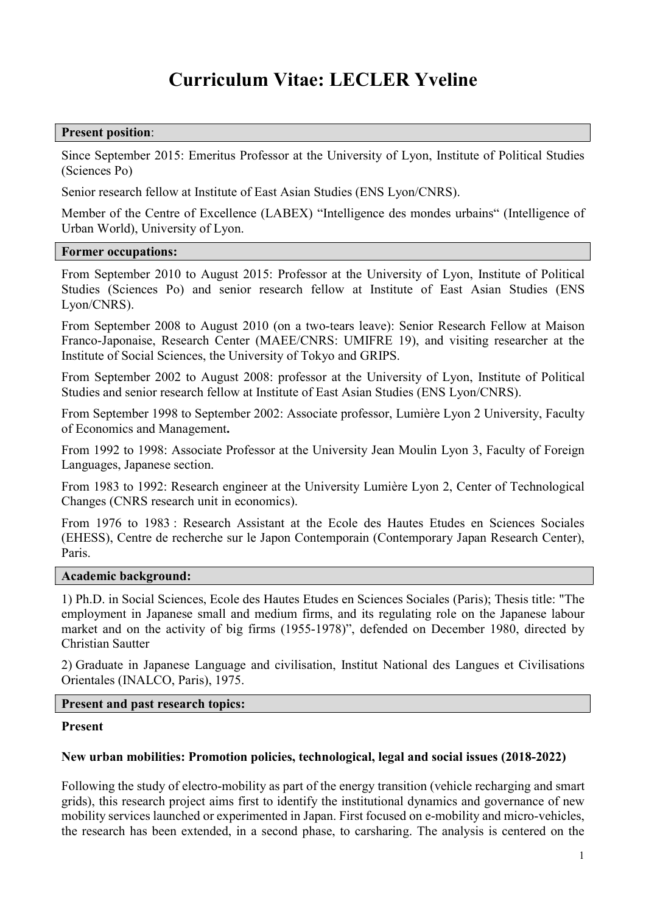# Curriculum Vitae: LECLER Yveline

## Present position:

Since September 2015: Emeritus Professor at the University of Lyon, Institute of Political Studies (Sciences Po)

Senior research fellow at Institute of East Asian Studies (ENS Lyon/CNRS).

Member of the Centre of Excellence (LABEX) "Intelligence des mondes urbains" (Intelligence of Urban World), University of Lyon.

## Former occupations:

From September 2010 to August 2015: Professor at the University of Lyon, Institute of Political Studies (Sciences Po) and senior research fellow at Institute of East Asian Studies (ENS Lyon/CNRS).

From September 2008 to August 2010 (on a two-tears leave): Senior Research Fellow at Maison Franco-Japonaise, Research Center (MAEE/CNRS: UMIFRE 19), and visiting researcher at the Institute of Social Sciences, the University of Tokyo and GRIPS.

From September 2002 to August 2008: professor at the University of Lyon, Institute of Political Studies and senior research fellow at Institute of East Asian Studies (ENS Lyon/CNRS).

From September 1998 to September 2002: Associate professor, Lumière Lyon 2 University, Faculty of Economics and Management**.**

From 1992 to 1998: Associate Professor at the University Jean Moulin Lyon 3, Faculty of Foreign Languages, Japanese section.

From 1983 to 1992: Research engineer at the University Lumière Lyon 2, Center of Technological Changes (CNRS research unit in economics).

From 1976 to 1983 : Research Assistant at the Ecole des Hautes Etudes en Sciences Sociales (EHESS), Centre de recherche sur le Japon Contemporain (Contemporary Japan Research Center), Paris.

## Academic background:

1) Ph.D. in Social Sciences, Ecole des Hautes Etudes en Sciences Sociales (Paris); Thesis title: "The employment in Japanese small and medium firms, and its regulating role on the Japanese labour market and on the activity of big firms (1955-1978)", defended on December 1980, directed by Christian Sautter

2) Graduate in Japanese Language and civilisation, Institut National des Langues et Civilisations Orientales (INALCO, Paris), 1975.

## Present and past research topics:

### Present

#### New urban mobilities: Promotion policies, technological, legal and social issues (2018-2022)

Following the study of electro-mobility as part of the energy transition (vehicle recharging and smart grids), this research project aims first to identify the institutional dynamics and governance of new mobility services launched or experimented in Japan. First focused on e-mobility and micro-vehicles, the research has been extended, in a second phase, to carsharing. The analysis is centered on the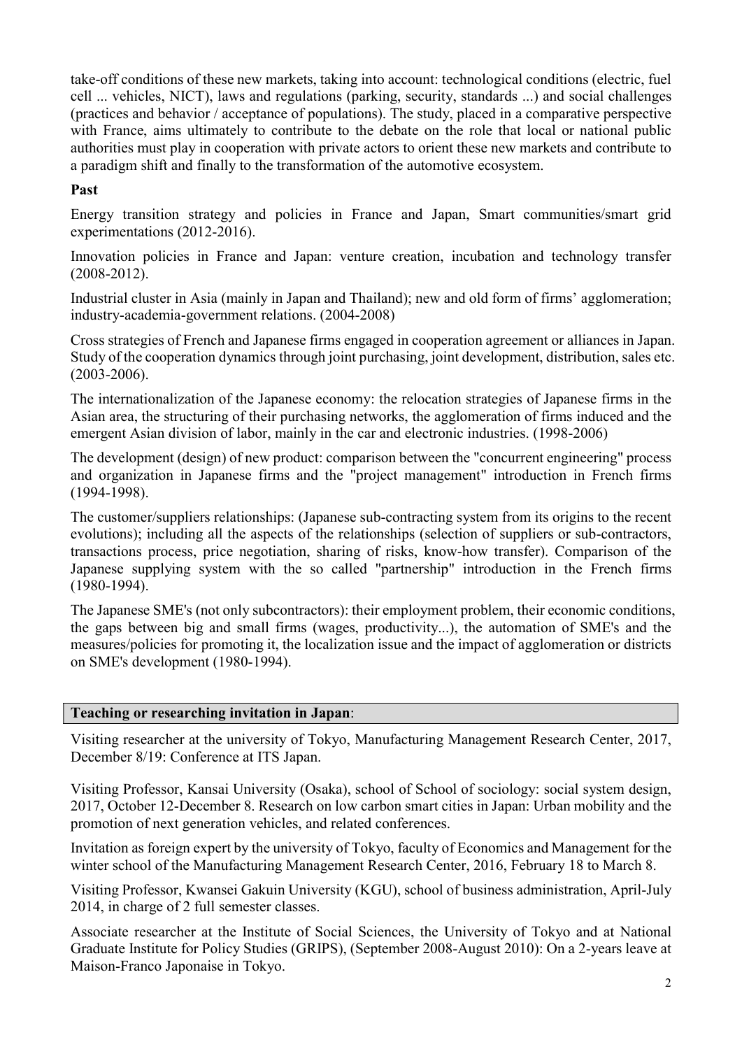take-off conditions of these new markets, taking into account: technological conditions (electric, fuel cell ... vehicles, NICT), laws and regulations (parking, security, standards ...) and social challenges (practices and behavior / acceptance of populations). The study, placed in a comparative perspective with France, aims ultimately to contribute to the debate on the role that local or national public authorities must play in cooperation with private actors to orient these new markets and contribute to a paradigm shift and finally to the transformation of the automotive ecosystem.

**Past**

Energy transition strategy and policies in France and Japan, Smart communities/smart grid experimentations (2012-2016).

Innovation policies in France and Japan: venture creation, incubation and technology transfer (2008-2012).

Industrial cluster in Asia (mainly in Japan and Thailand); new and old form of firms' agglomeration; industry-academia-government relations. (2004-2008)

Cross strategies of French and Japanese firms engaged in cooperation agreement or alliances in Japan. Study of the cooperation dynamics through joint purchasing, joint development, distribution, sales etc. (2003-2006).

The internationalization of the Japanese economy: the relocation strategies of Japanese firms in the Asian area, the structuring of their purchasing networks, the agglomeration of firms induced and the emergent Asian division of labor, mainly in the car and electronic industries. (1998-2006)

The development (design) of new product: comparison between the "concurrent engineering" process and organization in Japanese firms and the "project management" introduction in French firms (1994-1998).

The customer/suppliers relationships: (Japanese sub-contracting system from its origins to the recent evolutions); including all the aspects of the relationships (selection of suppliers or sub-contractors, transactions process, price negotiation, sharing of risks, know-how transfer). Comparison of the Japanese supplying system with the so called "partnership" introduction in the French firms (1980-1994).

The Japanese SME's (not only subcontractors): their employment problem, their economic conditions, the gaps between big and small firms (wages, productivity...), the automation of SME's and the measures/policies for promoting it, the localization issue and the impact of agglomeration or districts on SME's development (1980-1994).

## **Teaching or researching invitation in Japan**:

Visiting researcher at the university of Tokyo, Manufacturing Management Research Center, 2017, December 8/19: Conference at ITS Japan.

Visiting Professor, Kansai University (Osaka), school of School of sociology: social system design, 2017, October 12-December 8. Research on low carbon smart cities in Japan: Urban mobility and the promotion of next generation vehicles, and related conferences.

Invitation as foreign expert by the university of Tokyo, faculty of Economics and Management for the winter school of the Manufacturing Management Research Center, 2016, February 18 to March 8.

Visiting Professor, Kwansei Gakuin University (KGU), school of business administration, April-July 2014, in charge of 2 full semester classes.

Associate researcher at the Institute of Social Sciences, the University of Tokyo and at National Graduate Institute for Policy Studies (GRIPS), (September 2008-August 2010): On a 2-years leave at Maison-Franco Japonaise in Tokyo.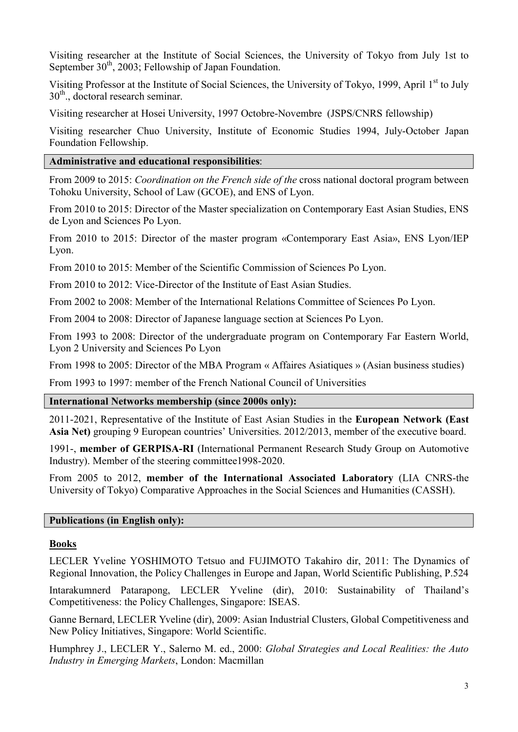Visiting researcher at the Institute of Social Sciences, the University of Tokyo from July 1st to September 30th, 2003; Fellowship of Japan Foundation.

Visiting Professor at the Institute of Social Sciences, the University of Tokyo, 1999, April 1st to July 30th., doctoral research seminar.

Visiting researcher at Hosei University, 1997 Octobre-Novembre (JSPS/CNRS fellowship)

Visiting researcher Chuo University, Institute of Economic Studies 1994, July-October Japan Foundation Fellowship.

## Administrative and educational responsibilities:

From 2009 to 2015: *Coordination on the French side of the* cross national doctoral program between Tohoku University, School of Law (GCOE), and ENS of Lyon.

From 2010 to 2015: Director of the Master specialization on Contemporary East Asian Studies, ENS de Lyon and Sciences Po Lyon.

From 2010 to 2015: Director of the master program «Contemporary East Asia», ENS Lyon/IEP Lyon.

From 2010 to 2015: Member of the Scientific Commission of Sciences Po Lyon.

From 2010 to 2012: Vice-Director of the Institute of East Asian Studies.

From 2002 to 2008: Member of the International Relations Committee of Sciences Po Lyon.

From 2004 to 2008: Director of Japanese language section at Sciences Po Lyon.

From 1993 to 2008: Director of the undergraduate program on Contemporary Far Eastern World, Lyon 2 University and Sciences Po Lyon

From 1998 to 2005: Director of the MBA Program « Affaires Asiatiques » (Asian business studies)

From 1993 to 1997: member of the French National Council of Universities

## International Networks membership (since 2000s only):

2011-2021, Representative of the Institute of East Asian Studies in the **European Network (East Asia Net)** grouping 9 European countries' Universities. 2012/2013, member of the executive board.

1991-, **member of GERPISA-RI** (International Permanent Research Study Group on Automotive Industry). Member of the steering committee1998-2020.

From 2005 to 2012, **member of the International Associated Laboratory** (LIA CNRS-the University of Tokyo) Comparative Approaches in the Social Sciences and Humanities (CASSH).

## Publications (in English only):

### Books

LECLER Yveline YOSHIMOTO Tetsuo and FUJIMOTO Takahiro dir, 2011: The Dynamics of Regional Innovation, the Policy Challenges in Europe and Japan, World Scientific Publishing, P.524

Intarakumnerd Patarapong, LECLER Yveline (dir), 2010: Sustainability of Thailand's Competitiveness: the Policy Challenges, Singapore: ISEAS.

Ganne Bernard, LECLER Yveline (dir), 2009: Asian Industrial Clusters, Global Competitiveness and New Policy Initiatives, Singapore: World Scientific.

Humphrey J., LECLER Y., Salerno M. ed., 2000: *Global Strategies and Local Realities: the Auto Industry in Emerging Markets*, London: Macmillan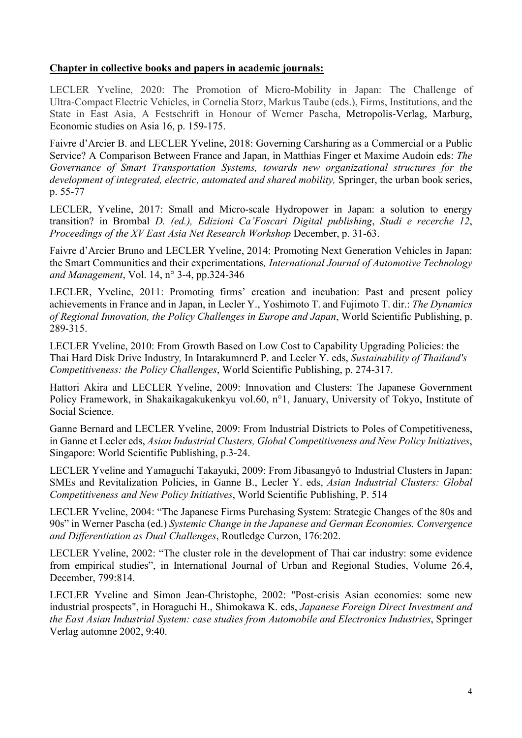**Chapter in collective books and papers in academic journals:**

LECLER Yveline, 2020: The Promotion of Micro-Mobility in Japan: The Challenge of Ultra-Compact Electric Vehicles, in Cornelia Storz, Markus Taube (eds.), Firms, Institutions, and the State in East Asia, A Festschrift in Honour of Werner Pascha, Metropolis-Verlag, Marburg, Economic studies on Asia 16, p. 159-175.

Faivre d'Arcier B. and LECLER Yveline, 2018: Governing Carsharing as a Commercial or a Public Service? A Comparison Between France and Japan, in Matthias Finger et Maxime Audoin eds: *The Governance of Smart Transportation Systems, towards new organizational structures for the development of integrated, electric, automated and shared mobility,* Springer, the urban book series, p. 55-77

LECLER, Yveline, 2017: Small and Micro-scale Hydropower in Japan: a solution to energy transition? in Brombal *D. (ed.), Edizioni Ca'Foscari Digital publishing*, *Studi e recerche 12*, *Proceedings of the XV East Asia Net Research Workshop* December, p. 31-63.

Faivre d'Arcier Bruno and LECLER Yveline, 2014: Promoting Next Generation Vehicles in Japan: the Smart Communities and their experimentations*, International Journal of Automotive Technology and Management*, Vol. 14, n° 3-4, pp.324-346

LECLER, Yveline, 2011: Promoting firms' creation and incubation: Past and present policy achievements in France and in Japan, in Lecler Y., Yoshimoto T. and Fujimoto T. dir.: *The Dynamics of Regional Innovation, the Policy Challenges in Europe and Japan*, World Scientific Publishing, p. 289-315.

LECLER Yveline, 2010: From Growth Based on Low Cost to Capability Upgrading Policies: the Thai Hard Disk Drive Industry*,* In Intarakumnerd P. and Lecler Y. eds, *Sustainability of Thailand's Competitiveness: the Policy Challenges*, World Scientific Publishing, p. 274-317.

Hattori Akira and LECLER Yveline, 2009: Innovation and Clusters: The Japanese Government Policy Framework, in Shakaikagakukenkyu vol.60, n°1, January, University of Tokyo, Institute of Social Science.

Ganne Bernard and LECLER Yveline, 2009: From Industrial Districts to Poles of Competitiveness, in Ganne et Lecler eds, *Asian Industrial Clusters, Global Competitiveness and New Policy Initiatives*, Singapore: World Scientific Publishing, p.3-24.

LECLER Yveline and Yamaguchi Takayuki, 2009: From Jibasangyô to Industrial Clusters in Japan: SMEs and Revitalization Policies, in Ganne B., Lecler Y. eds, *Asian Industrial Clusters: Global Competitiveness and New Policy Initiatives*, World Scientific Publishing, P. 514

LECLER Yveline, 2004: "The Japanese Firms Purchasing System: Strategic Changes of the 80s and 90s" in Werner Pascha (ed.) *Systemic Change in the Japanese and German Economies. Convergence and Differentiation as Dual Challenges*, Routledge Curzon, 176:202.

LECLER Yveline, 2002: "The cluster role in the development of Thai car industry: some evidence from empirical studies", in International Journal of Urban and Regional Studies, Volume 26.4, December, 799:814.

LECLER Yveline and Simon Jean-Christophe, 2002: "Post-crisis Asian economies: some new industrial prospects", in Horaguchi H., Shimokawa K. eds, *Japanese Foreign Direct Investment and the East Asian Industrial System: case studies from Automobile and Electronics Industries*, Springer Verlag automne 2002, 9:40.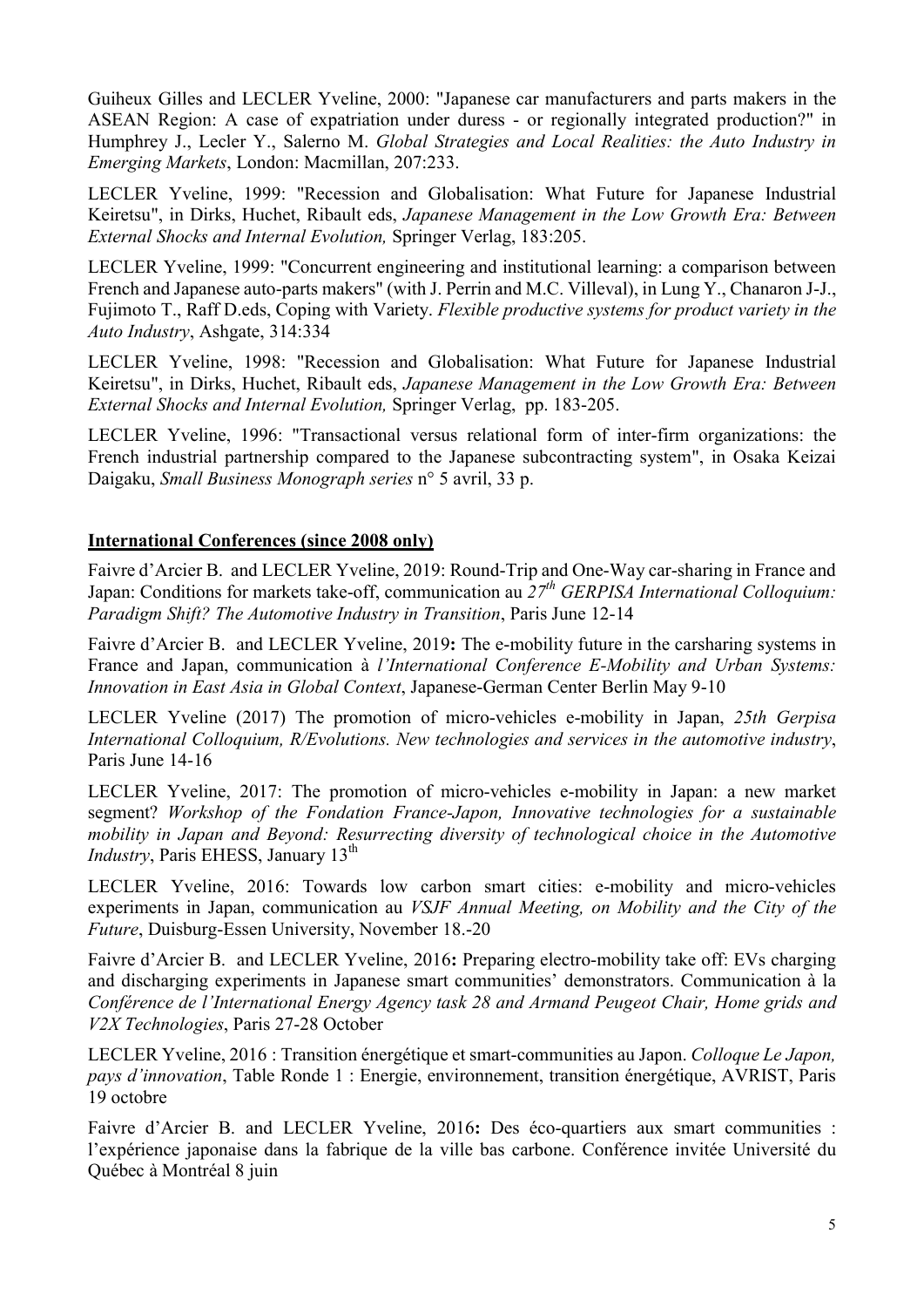Guiheux Gilles and LECLER Yveline, 2000: "Japanese car manufacturers and parts makers in the ASEAN Region: A case of expatriation under duress - or regionally integrated production?" in Humphrey J., Lecler Y., Salerno M. *Global Strategies and Local Realities: the Auto Industry in Emerging Markets*, London: Macmillan, 207:233.

LECLER Yveline, 1999: "Recession and Globalisation: What Future for Japanese Industrial Keiretsu", in Dirks, Huchet, Ribault eds, *Japanese Management in the Low Growth Era: Between External Shocks and Internal Evolution,* Springer Verlag, 183:205.

LECLER Yveline, 1999: "Concurrent engineering and institutional learning: a comparison between French and Japanese auto-parts makers" (with J. Perrin and M.C. Villeval), in Lung Y., Chanaron J-J., Fujimoto T., Raff D.eds, Coping with Variety. *Flexible productive systems for product variety in the Auto Industry*, Ashgate, 314:334

LECLER Yveline, 1998: "Recession and Globalisation: What Future for Japanese Industrial Keiretsu", in Dirks, Huchet, Ribault eds, *Japanese Management in the Low Growth Era: Between External Shocks and Internal Evolution,* Springer Verlag, pp. 183-205.

LECLER Yveline, 1996: "Transactional versus relational form of inter-firm organizations: the French industrial partnership compared to the Japanese subcontracting system", in Osaka Keizai Daigaku, *Small Business Monograph series* n° 5 avril, 33 p.

**International Conferences (since 2008 only)**

Faivre d'Arcier B. and LECLER Yveline, 2019: Round-Trip and One-Way car-sharing in France and Japan: Conditions for markets take-off, communication au *27th GERPISA International Colloquium: Paradigm Shift? The Automotive Industry in Transition*, Paris June 12-14

Faivre d'Arcier B. and LECLER Yveline, 2019**:** The e-mobility future in the carsharing systems in France and Japan, communication à *l'International Conference E-Mobility and Urban Systems: Innovation in East Asia in Global Context*, Japanese-German Center Berlin May 9-10

LECLER Yveline (2017) The promotion of micro-vehicles e-mobility in Japan, *25th Gerpisa International Colloquium, R/Evolutions. New technologies and services in the automotive industry*, Paris June 14-16

LECLER Yveline, 2017: The promotion of micro-vehicles e-mobility in Japan: a new market segment? *Workshop of the Fondation France-Japon, Innovative technologies for a sustainable mobility in Japan and Beyond: Resurrecting diversity of technological choice in the Automotive Industry*, Paris EHESS, January 13th

LECLER Yveline, 2016: Towards low carbon smart cities: e-mobility and micro-vehicles experiments in Japan, communication au *VSJF Annual Meeting, on Mobility and the City of the Future*, Duisburg-Essen University, November 18.-20

Faivre d'Arcier B. and LECLER Yveline, 2016**:** Preparing electro-mobility take off: EVs charging and discharging experiments in Japanese smart communities' demonstrators. Communication à la *Conférence de l'International Energy Agency task 28 and Armand Peugeot Chair, Home grids and V2X Technologies*, Paris 27-28 October

LECLER Yveline, 2016 : Transition énergétique et smart-communities au Japon. *Colloque Le Japon, pays d'innovation*, Table Ronde 1 : Energie, environnement, transition énergétique, AVRIST, Paris 19 octobre

Faivre d'Arcier B. and LECLER Yveline, 2016**:** Des éco-quartiers aux smart communities : l'expérience japonaise dans la fabrique de la ville bas carbone. Conférence invitée Université du Québec à Montréal 8 juin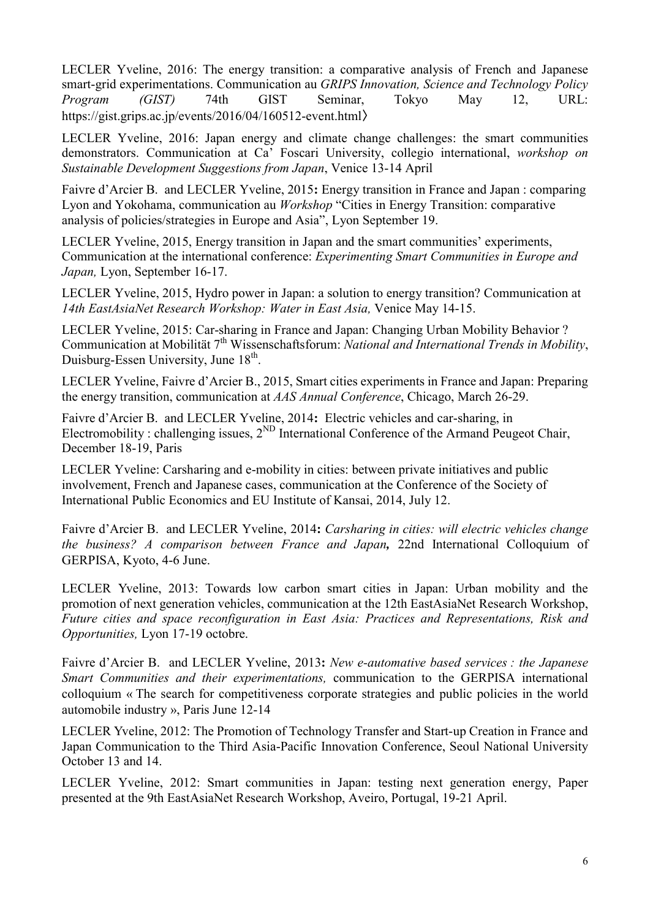LECLER Yveline, 2016: The energy transition: a comparative analysis of French and Japanese smart-grid experimentations. Communication au *GRIPS Innovation, Science and Technology Policy Program (GIST)* 74th GIST Seminar, Tokyo May 12, URL: https://gist.grips.ac.jp/events/2016/04/160512-event.html〉

LECLER Yveline, 2016: Japan energy and climate change challenges: the smart communities demonstrators. Communication at Ca' Foscari University, collegio international, *workshop on Sustainable Development Suggestions from Japan*, Venice 13-14 April

Faivre d'Arcier B. and LECLER Yveline, 2015**:** Energy transition in France and Japan : comparing Lyon and Yokohama, communication au *Workshop* "Cities in Energy Transition: comparative analysis of policies/strategies in Europe and Asia", Lyon September 19.

LECLER Yveline, 2015, Energy transition in Japan and the smart communities' experiments, Communication at the international conference: *Experimenting Smart Communities in Europe and Japan,* Lyon, September 16-17.

LECLER Yveline, 2015, Hydro power in Japan: a solution to energy transition? Communication at *14th EastAsiaNet Research Workshop: Water in East Asia,* Venice May 14-15.

LECLER Yveline, 2015: Car-sharing in France and Japan: Changing Urban Mobility Behavior ? Communication at Mobilität 7th Wissenschaftsforum: *National and International Trends in Mobility*, Duisburg-Essen University, June 18th.

LECLER Yveline, Faivre d'Arcier B., 2015, Smart cities experiments in France and Japan: Preparing the energy transition, communication at *AAS Annual Conference*, Chicago, March 26-29.

Faivre d'Arcier B. and LECLER Yveline, 2014**:** Electric vehicles and car-sharing, in Electromobility : challenging issues, 2ND International Conference of the Armand Peugeot Chair, December 18-19, Paris

LECLER Yveline: Carsharing and e-mobility in cities: between private initiatives and public involvement, French and Japanese cases, communication at the Conference of the Society of International Public Economics and EU Institute of Kansai, 2014, July 12.

Faivre d'Arcier B. and LECLER Yveline, 2014**:** ***Carsharing in cities: will electric vehicles change the business? A comparison between France and Japan,*** 22nd International Colloquium of GERPISA, Kyoto, 4-6 June.

LECLER Yveline, 2013: Towards low carbon smart cities in Japan: Urban mobility and the promotion of next generation vehicles, communication at the 12th EastAsiaNet Research Workshop, *Future cities and space reconfiguration in East Asia: Practices and Representations, Risk and Opportunities,* Lyon 17-19 octobre.

Faivre d'Arcier B. and LECLER Yveline, 2013**:** *New e-automative based services : the Japanese Smart Communities and their experimentations,* communication to the GERPISA international colloquium « The search for competitiveness corporate strategies and public policies in the world automobile industry », Paris June 12-14

LECLER Yveline, 2012: The Promotion of Technology Transfer and Start-up Creation in France and Japan Communication to the Third Asia-Pacific Innovation Conference, Seoul National University October 13 and 14.

LECLER Yveline, 2012: Smart communities in Japan: testing next generation energy, Paper presented at the 9th EastAsiaNet Research Workshop, Aveiro, Portugal, 19-21 April.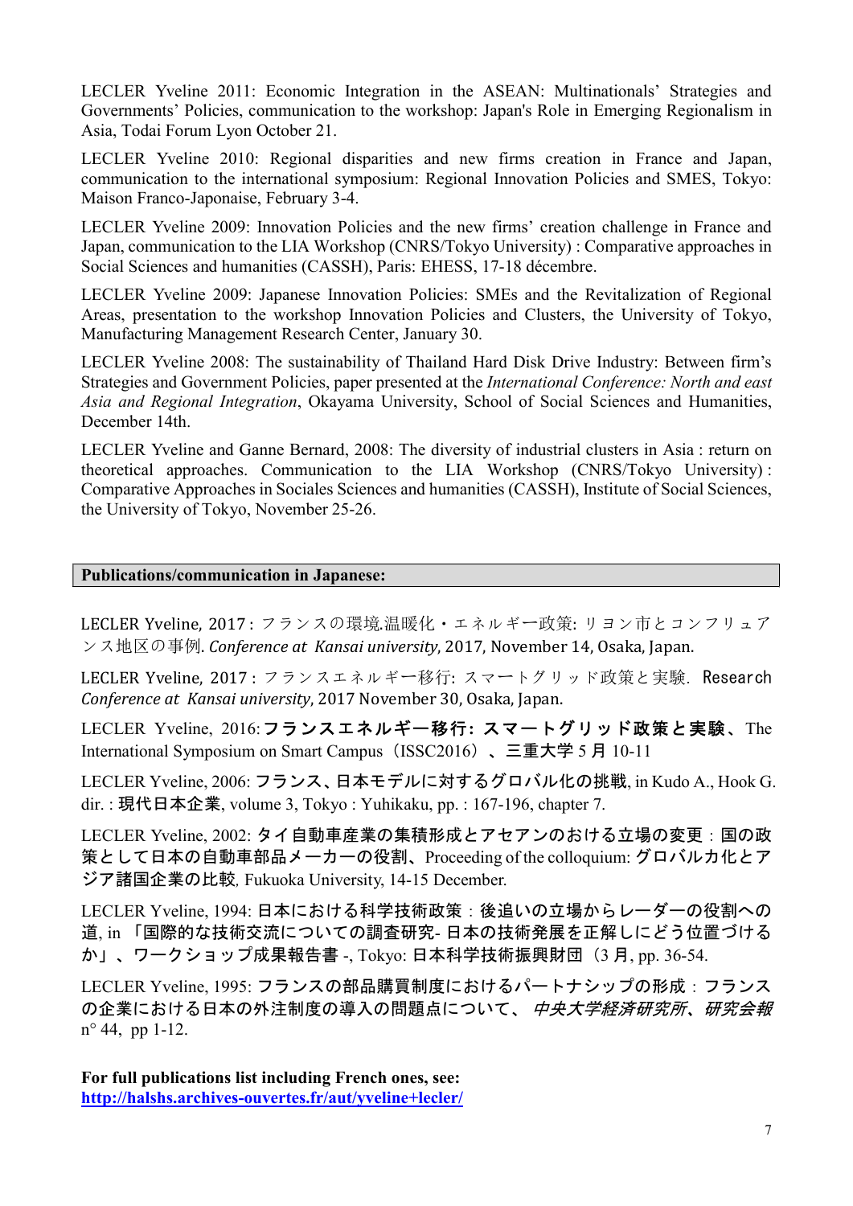LECLER Yveline 2011: Economic Integration in the ASEAN: Multinationals' Strategies and Governments' Policies, communication to the workshop: Japan's Role in Emerging Regionalism in Asia, Todai Forum Lyon October 21.

LECLER Yveline 2010: Regional disparities and new firms creation in France and Japan, communication to the international symposium: Regional Innovation Policies and SMES, Tokyo: Maison Franco-Japonaise, February 3-4.

LECLER Yveline 2009: Innovation Policies and the new firms' creation challenge in France and Japan, communication to the LIA Workshop (CNRS/Tokyo University) : Comparative approaches in Social Sciences and humanities (CASSH), Paris: EHESS, 17-18 décembre.

LECLER Yveline 2009: Japanese Innovation Policies: SMEs and the Revitalization of Regional Areas, presentation to the workshop Innovation Policies and Clusters, the University of Tokyo, Manufacturing Management Research Center, January 30.

LECLER Yveline 2008: The sustainability of Thailand Hard Disk Drive Industry: Between firm's Strategies and Government Policies, paper presented at the *International Conference: North and east Asia and Regional Integration*, Okayama University, School of Social Sciences and Humanities, December 14th.

LECLER Yveline and Ganne Bernard, 2008: The diversity of industrial clusters in Asia : return on theoretical approaches. Communication to the LIA Workshop (CNRS/Tokyo University) : Comparative Approaches in Sociales Sciences and humanities (CASSH), Institute of Social Sciences, the University of Tokyo, November 25-26.

## Publications/communication in Japanese:

LECLER Yveline, 2017 : フランスの環境.温暖化・エネルギー政策: リヨン市とコンフリュアンス地区の事例. *Conference at Kansai university*, 2017, November 14, Osaka, Japan.

LECLER Yveline, 2017 : フランスエネルギー移行: スマートグリッド政策と実験. Research *Conference at Kansai university*, 2017 November 30, Osaka, Japan.

LECLER Yveline, 2016: **フランスエネルギー移行: スマートグリッド政策と実験**、The International Symposium on Smart Campus（ISSC2016）、三重大学 5 月 10-11

LECLER Yveline, 2006: フランス、日本モデルに対するグロバル化の挑戦, in Kudo A., Hook G. dir. : 現代日本企業, volume 3, Tokyo : Yuhikaku, pp. : 167-196, chapter 7.

LECLER Yveline, 2002: タイ自動車産業の集積形成とアセアンのおける立場の変更：国の政策として日本の自動車部品メーカーの役割、Proceeding of the colloquium: グロバルカ化とアジア諸国企業の比較, Fukuoka University, 14-15 December.

LECLER Yveline, 1994: 日本における科学技術政策：後追いの立場からレーダーの役割への道, in 「国際的な技術交流についての調査研究- 日本の技術発展を正解しにどう位置づけるか」、ワークショップ成果報告書 -, Tokyo: 日本科学技術振興財団（3 月, pp. 36-54.

LECLER Yveline, 1995: フランスの部品購買制度におけるパートナシップの形成：フランスの企業における日本の外注制度の導入の問題点について、*中央大学経済研究所*、*研究会報* n° 44, pp 1-12.

**For full publications list including French ones, see:**
**http://halshs.archives-ouvertes.fr/aut/yveline+lecler/**